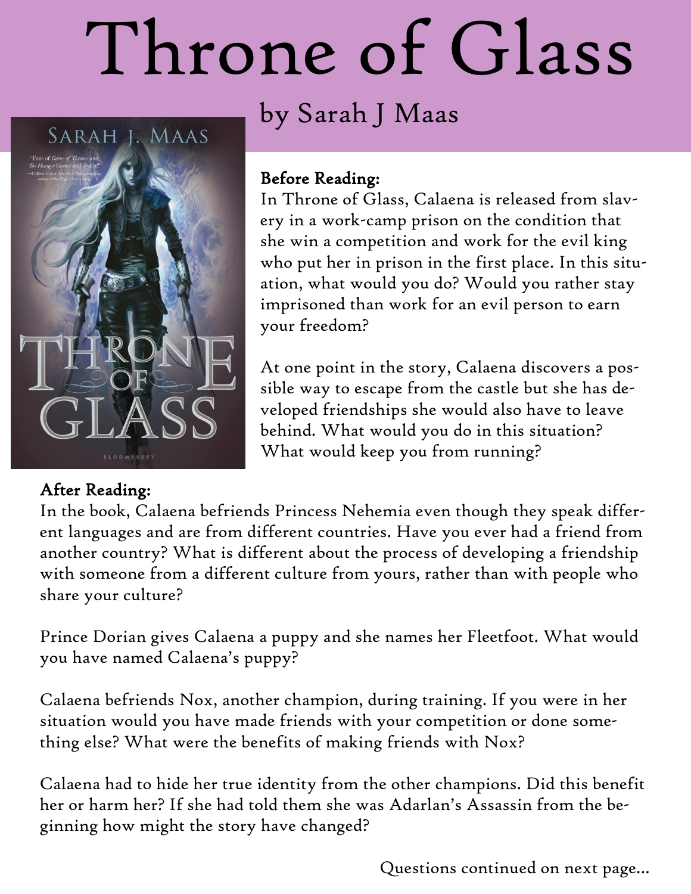# Throne of Glass

## by Sarah J Maas

**Before Reading:**

In Throne of Glass, Calaena is released from slavery in a work-camp prison on the condition that she win a competition and work for the evil king who put her in prison in the first place. In this situation, what would you do? Would you rather stay imprisoned than work for an evil person to earn your freedom?

At one point in the story, Calaena discovers a possible way to escape from the castle but she has developed friendships she would also have to leave behind. What would you do in this situation? What would keep you from running?

**After Reading:**

In the book, Calaena befriends Princess Nehemia even though they speak different languages and are from different countries. Have you ever had a friend from another country? What is different about the process of developing a friendship with someone from a different culture from yours, rather than with people who share your culture?

Prince Dorian gives Calaena a puppy and she names her Fleetfoot. What would you have named Calaena's puppy?

Calaena befriends Nox, another champion, during training. If you were in her situation would you have made friends with your competition or done something else? What were the benefits of making friends with Nox?

Calaena had to hide her true identity from the other champions. Did this benefit her or harm her? If she had told them she was Adarlan's Assassin from the beginning how might the story have changed?

Questions continued on next page...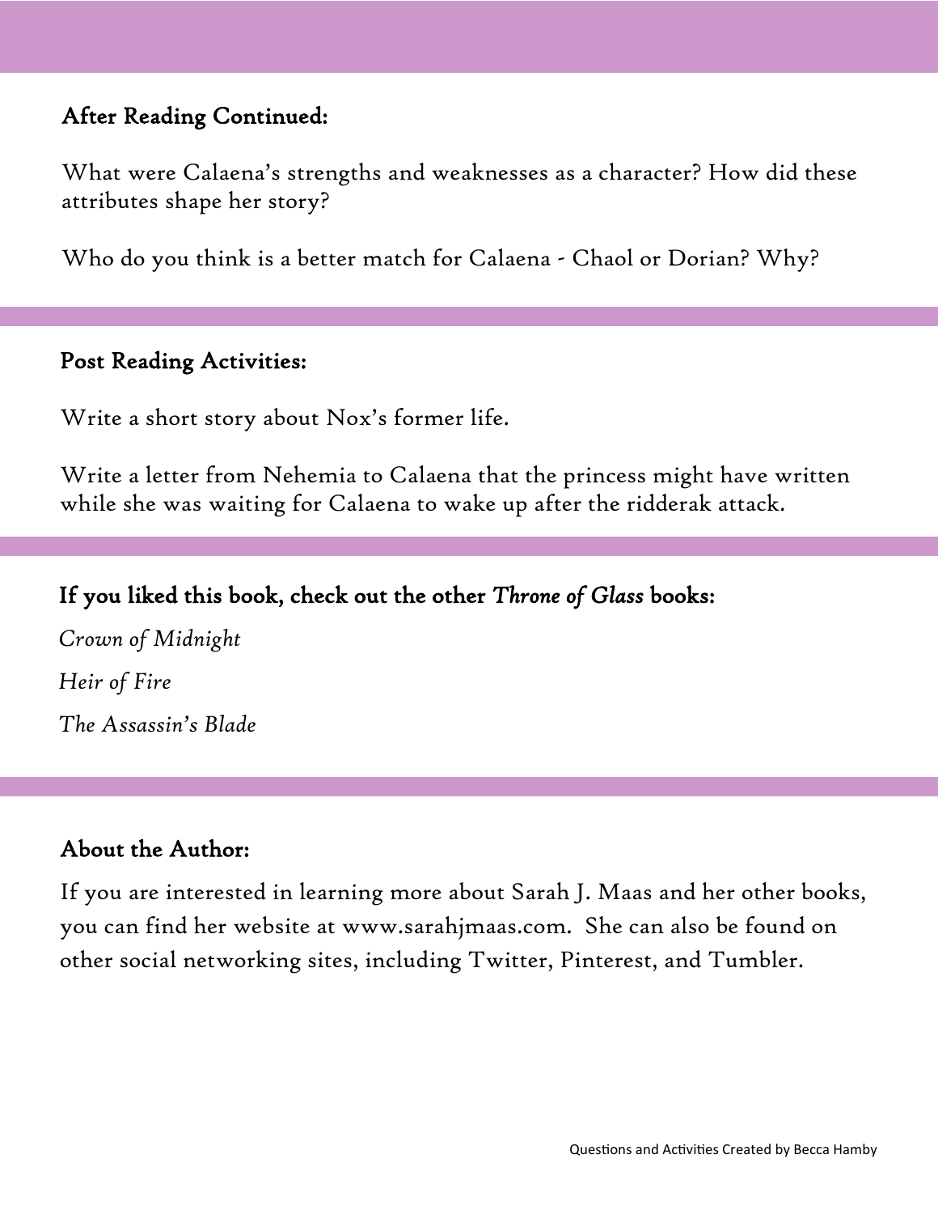## After Reading Continued:

What were Calaena's strengths and weaknesses as a character? How did these attributes shape her story?

Who do you think is a better match for Calaena - Chaol or Dorian? Why?

## Post Reading Activities:

Write a short story about Nox's former life.

Write a letter from Nehemia to Calaena that the princess might have written while she was waiting for Calaena to wake up after the ridderak attack.

## If you liked this book, check out the other *Throne of Glass* books:

*Crown of Midnight*

*Heir of Fire*

*The Assassin's Blade*

## About the Author:

If you are interested in learning more about Sarah J. Maas and her other books, you can find her website at www.sarahjmaas.com. She can also be found on other social networking sites, including Twitter, Pinterest, and Tumbler.

Questions and Activities Created by Becca Hamby